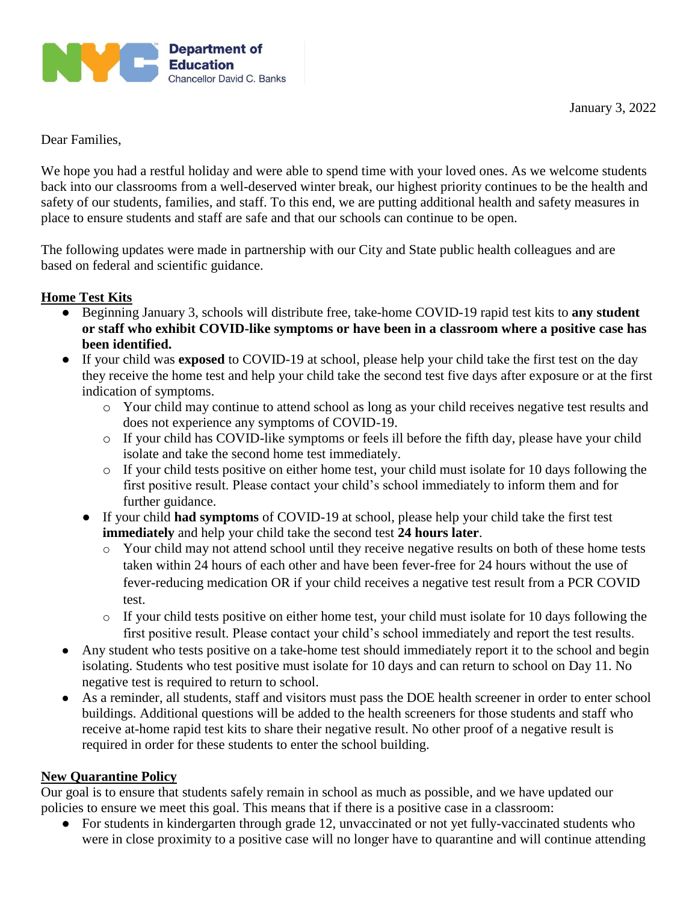**Department of Education**
Chancellor David C. Banks

January 3, 2022

Dear Families,

We hope you had a restful holiday and were able to spend time with your loved ones. As we welcome students back into our classrooms from a well-deserved winter break, our highest priority continues to be the health and safety of our students, families, and staff. To this end, we are putting additional health and safety measures in place to ensure students and staff are safe and that our schools can continue to be open.

The following updates were made in partnership with our City and State public health colleagues and are based on federal and scientific guidance.

## Home Test Kits

- Beginning January 3, schools will distribute free, take-home COVID-19 rapid test kits to **any student or staff who exhibit COVID-like symptoms or have been in a classroom where a positive case has been identified.**
- If your child was **exposed** to COVID-19 at school, please help your child take the first test on the day they receive the home test and help your child take the second test five days after exposure or at the first indication of symptoms.
  - Your child may continue to attend school as long as your child receives negative test results and does not experience any symptoms of COVID-19.
  - If your child has COVID-like symptoms or feels ill before the fifth day, please have your child isolate and take the second home test immediately.
  - If your child tests positive on either home test, your child must isolate for 10 days following the first positive result. Please contact your child's school immediately to inform them and for further guidance.
- If your child **had symptoms** of COVID-19 at school, please help your child take the first test **immediately** and help your child take the second test **24 hours later**.
  - Your child may not attend school until they receive negative results on both of these home tests taken within 24 hours of each other and have been fever-free for 24 hours without the use of fever-reducing medication OR if your child receives a negative test result from a PCR COVID test.
  - If your child tests positive on either home test, your child must isolate for 10 days following the first positive result. Please contact your child's school immediately and report the test results.
- Any student who tests positive on a take-home test should immediately report it to the school and begin isolating. Students who test positive must isolate for 10 days and can return to school on Day 11. No negative test is required to return to school.
- As a reminder, all students, staff and visitors must pass the DOE health screener in order to enter school buildings. Additional questions will be added to the health screeners for those students and staff who receive at-home rapid test kits to share their negative result. No other proof of a negative result is required in order for these students to enter the school building.

## New Quarantine Policy

Our goal is to ensure that students safely remain in school as much as possible, and we have updated our policies to ensure we meet this goal. This means that if there is a positive case in a classroom:

- For students in kindergarten through grade 12, unvaccinated or not yet fully-vaccinated students who were in close proximity to a positive case will no longer have to quarantine and will continue attending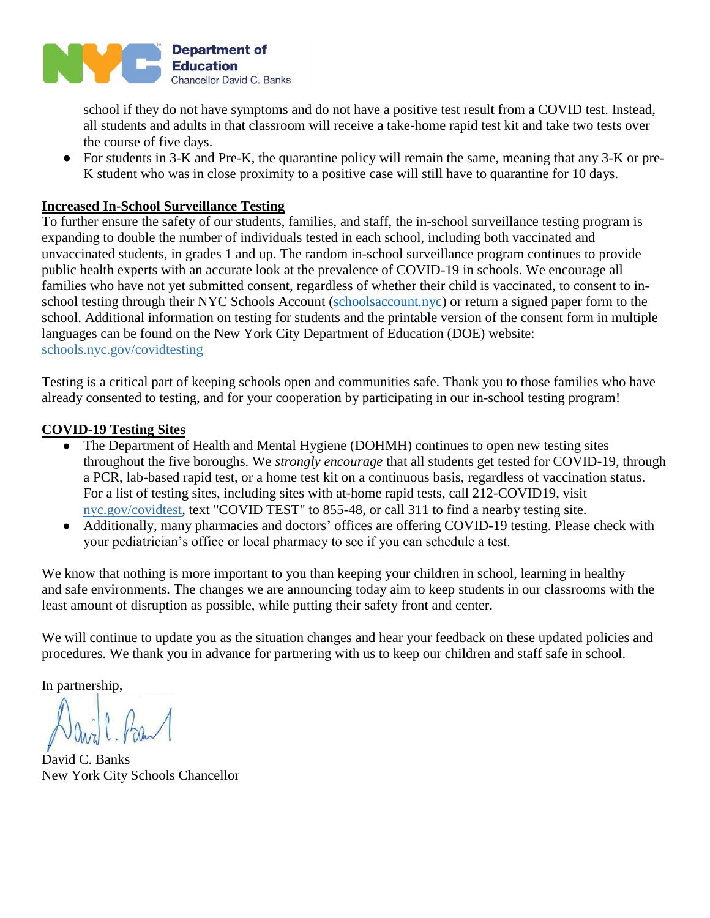school if they do not have symptoms and do not have a positive test result from a COVID test. Instead, all students and adults in that classroom will receive a take-home rapid test kit and take two tests over the course of five days.

- For students in 3-K and Pre-K, the quarantine policy will remain the same, meaning that any 3-K or pre-K student who was in close proximity to a positive case will still have to quarantine for 10 days.

**Increased In-School Surveillance Testing**

To further ensure the safety of our students, families, and staff, the in-school surveillance testing program is expanding to double the number of individuals tested in each school, including both vaccinated and unvaccinated students, in grades 1 and up. The random in-school surveillance program continues to provide public health experts with an accurate look at the prevalence of COVID-19 in schools. We encourage all families who have not yet submitted consent, regardless of whether their child is vaccinated, to consent to in-school testing through their NYC Schools Account (schoolsaccount.nyc) or return a signed paper form to the school. Additional information on testing for students and the printable version of the consent form in multiple languages can be found on the New York City Department of Education (DOE) website: schools.nyc.gov/covidtesting

Testing is a critical part of keeping schools open and communities safe. Thank you to those families who have already consented to testing, and for your cooperation by participating in our in-school testing program!

**COVID-19 Testing Sites**

- The Department of Health and Mental Hygiene (DOHMH) continues to open new testing sites throughout the five boroughs. We *strongly encourage* that all students get tested for COVID-19, through a PCR, lab-based rapid test, or a home test kit on a continuous basis, regardless of vaccination status. For a list of testing sites, including sites with at-home rapid tests, call 212-COVID19, visit nyc.gov/covidtest, text "COVID TEST" to 855-48, or call 311 to find a nearby testing site.
- Additionally, many pharmacies and doctors' offices are offering COVID-19 testing. Please check with your pediatrician's office or local pharmacy to see if you can schedule a test.

We know that nothing is more important to you than keeping your children in school, learning in healthy and safe environments. The changes we are announcing today aim to keep students in our classrooms with the least amount of disruption as possible, while putting their safety front and center.

We will continue to update you as the situation changes and hear your feedback on these updated policies and procedures. We thank you in advance for partnering with us to keep our children and staff safe in school.

In partnership,

David C. Banks
New York City Schools Chancellor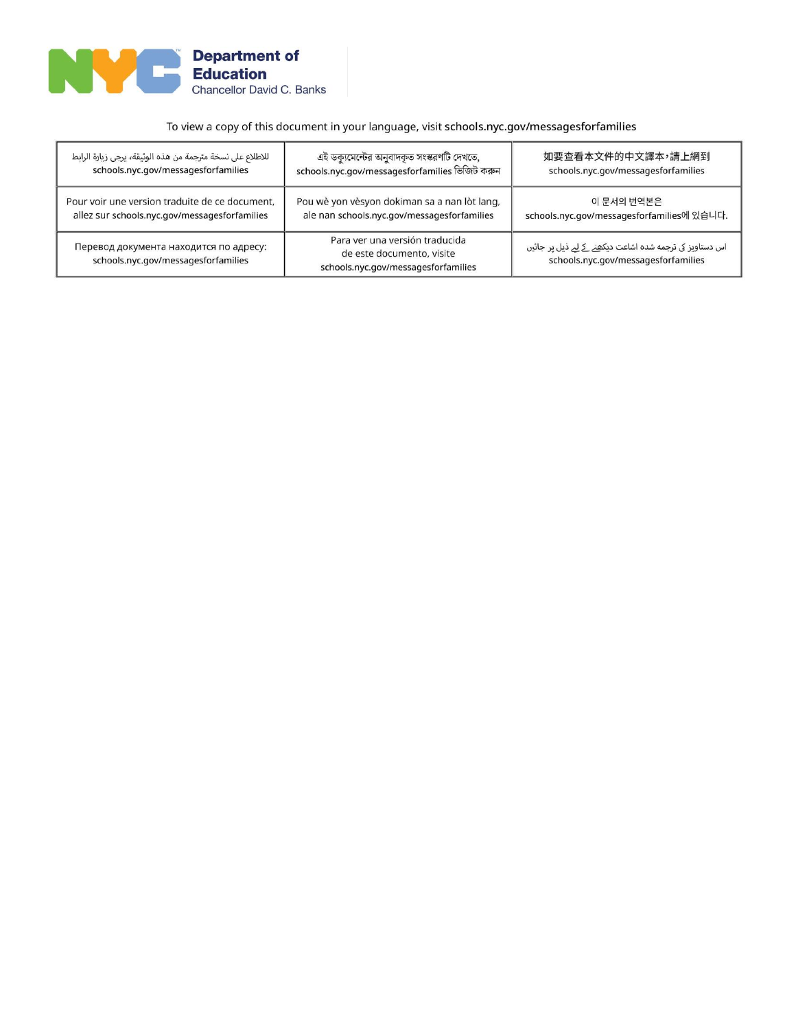Department of Education
Chancellor David C. Banks

To view a copy of this document in your language, visit **schools.nyc.gov/messagesforfamilies**

| | | |
|---|---|---|
| للاطلاع على نسخة مترجمة من هذه الوثيقة، يرجى زيارة الرابط schools.nyc.gov/messagesforfamilies | এই ডকুমেন্টের অনুবাদকৃত সংস্করণটি দেখতে, schools.nyc.gov/messagesforfamilies ভিজিট করুন | 如要查看本文件的中文譯本，請上網到 schools.nyc.gov/messagesforfamilies |
| Pour voir une version traduite de ce document, allez sur schools.nyc.gov/messagesforfamilies | Pou wè yon vèsyon dokiman sa a nan lòt lang, ale nan schools.nyc.gov/messagesforfamilies | 이 문서의 번역본은 schools.nyc.gov/messagesforfamilies에 있습니다. |
| Перевод документа находится по адресу: schools.nyc.gov/messagesforfamilies | Para ver una versión traducida de este documento, visite schools.nyc.gov/messagesforfamilies | اس دستاویز کی ترجمہ شدہ اشاعت دیکھنے کے لیے ذیل پر جائیں schools.nyc.gov/messagesforfamilies |